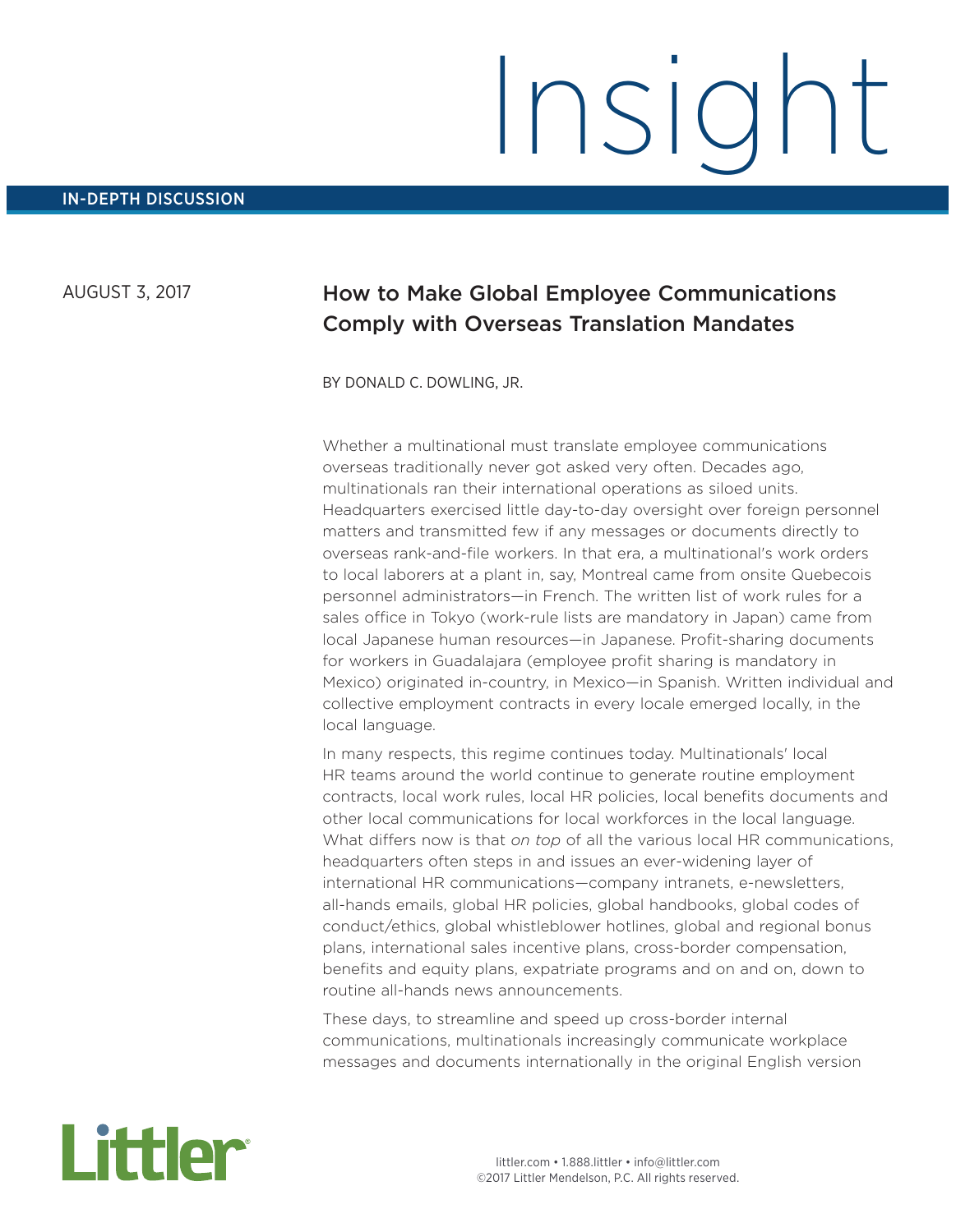# Insight

IN-DEPTH DISCUSSION

AUGUST 3, 2017

## How to Make Global Employee Communications Comply with Overseas Translation Mandates

BY DONALD C. DOWLING, JR.

Whether a multinational must translate employee communications overseas traditionally never got asked very often. Decades ago, multinationals ran their international operations as siloed units. Headquarters exercised little day-to-day oversight over foreign personnel matters and transmitted few if any messages or documents directly to overseas rank-and-file workers. In that era, a multinational's work orders to local laborers at a plant in, say, Montreal came from onsite Quebecois personnel administrators—in French. The written list of work rules for a sales office in Tokyo (work-rule lists are mandatory in Japan) came from local Japanese human resources—in Japanese. Profit-sharing documents for workers in Guadalajara (employee profit sharing is mandatory in Mexico) originated in-country, in Mexico—in Spanish. Written individual and collective employment contracts in every locale emerged locally, in the local language.

In many respects, this regime continues today. Multinationals' local HR teams around the world continue to generate routine employment contracts, local work rules, local HR policies, local benefits documents and other local communications for local workforces in the local language. What differs now is that *on top* of all the various local HR communications, headquarters often steps in and issues an ever-widening layer of international HR communications—company intranets, e-newsletters, all-hands emails, global HR policies, global handbooks, global codes of conduct/ethics, global whistleblower hotlines, global and regional bonus plans, international sales incentive plans, cross-border compensation, benefits and equity plans, expatriate programs and on and on, down to routine all-hands news announcements.

These days, to streamline and speed up cross-border internal communications, multinationals increasingly communicate workplace messages and documents internationally in the original English version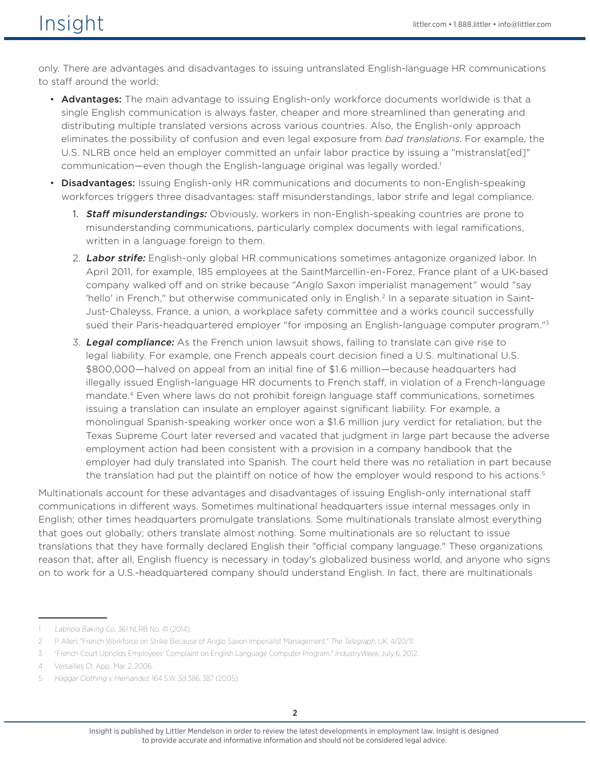only. There are advantages and disadvantages to issuing untranslated English-language HR communications to staff around the world:

- **Advantages:** The main advantage to issuing English-only workforce documents worldwide is that a single English communication is always faster, cheaper and more streamlined than generating and distributing multiple translated versions across various countries. Also, the English-only approach eliminates the possibility of confusion and even legal exposure from *bad translations*. For example, the U.S. NLRB once held an employer committed an unfair labor practice by issuing a "mistranslat[ed]" communication—even though the English-language original was legally worded.[1]
- **Disadvantages:** Issuing English-only HR communications and documents to non-English-speaking workforces triggers three disadvantages: staff misunderstandings, labor strife and legal compliance.
    1. ***Staff misunderstandings:*** Obviously, workers in non-English-speaking countries are prone to misunderstanding communications, particularly complex documents with legal ramifications, written in a language foreign to them.
    2. ***Labor strife:*** English-only global HR communications sometimes antagonize organized labor. In April 2011, for example, 185 employees at the SaintMarcellin-en-Forez, France plant of a UK-based company walked off and on strike because "Anglo Saxon imperialist management" would "say 'hello' in French," but otherwise communicated only in English.[2] In a separate situation in Saint-Just-Chaleyss, France, a union, a workplace safety committee and a works council successfully sued their Paris-headquartered employer "for imposing an English-language computer program."[3]
    3. ***Legal compliance:*** As the French union lawsuit shows, failing to translate can give rise to legal liability. For example, one French appeals court decision fined a U.S. multinational U.S. $800,000—halved on appeal from an initial fine of $1.6 million—because headquarters had illegally issued English-language HR documents to French staff, in violation of a French-language mandate.[4] Even where laws do not prohibit foreign language staff communications, sometimes issuing a translation can insulate an employer against significant liability. For example, a monolingual Spanish-speaking worker once won a $1.6 million jury verdict for retaliation, but the Texas Supreme Court later reversed and vacated that judgment in large part because the adverse employment action had been consistent with a provision in a company handbook that the employer had duly translated into Spanish. The court held there was no retaliation in part because the translation had put the plaintiff on notice of how the employer would respond to his actions.[5]

Multinationals account for these advantages and disadvantages of issuing English-only international staff communications in different ways. Sometimes multinational headquarters issue internal messages only in English; other times headquarters promulgate translations. Some multinationals translate almost everything that goes out globally; others translate almost nothing. Some multinationals are so reluctant to issue translations that they have formally declared English their "official company language." These organizations reason that, after all, English fluency is necessary in today's globalized business world, and anyone who signs on to work for a U.S.-headquartered company should understand English. In fact, there are multinationals

---

1 *Labriola Baking Co.*, 361 NLRB No. 41 (2014).

2 P. Allen, "French Workforce on Strike Because of Anglo Saxon Imperialist Management," *The Telegraph*, UK, 4/20/11.

3 "French Court Upholds Employees' Complaint on English Language Computer Program," *IndustryWeek*, July 6, 2012.

4 Versailles Ct. App., Mar. 2, 2006.

5 *Haggar Clothing v. Hernandez*, 164 S.W. 3d 386, 387 (2005).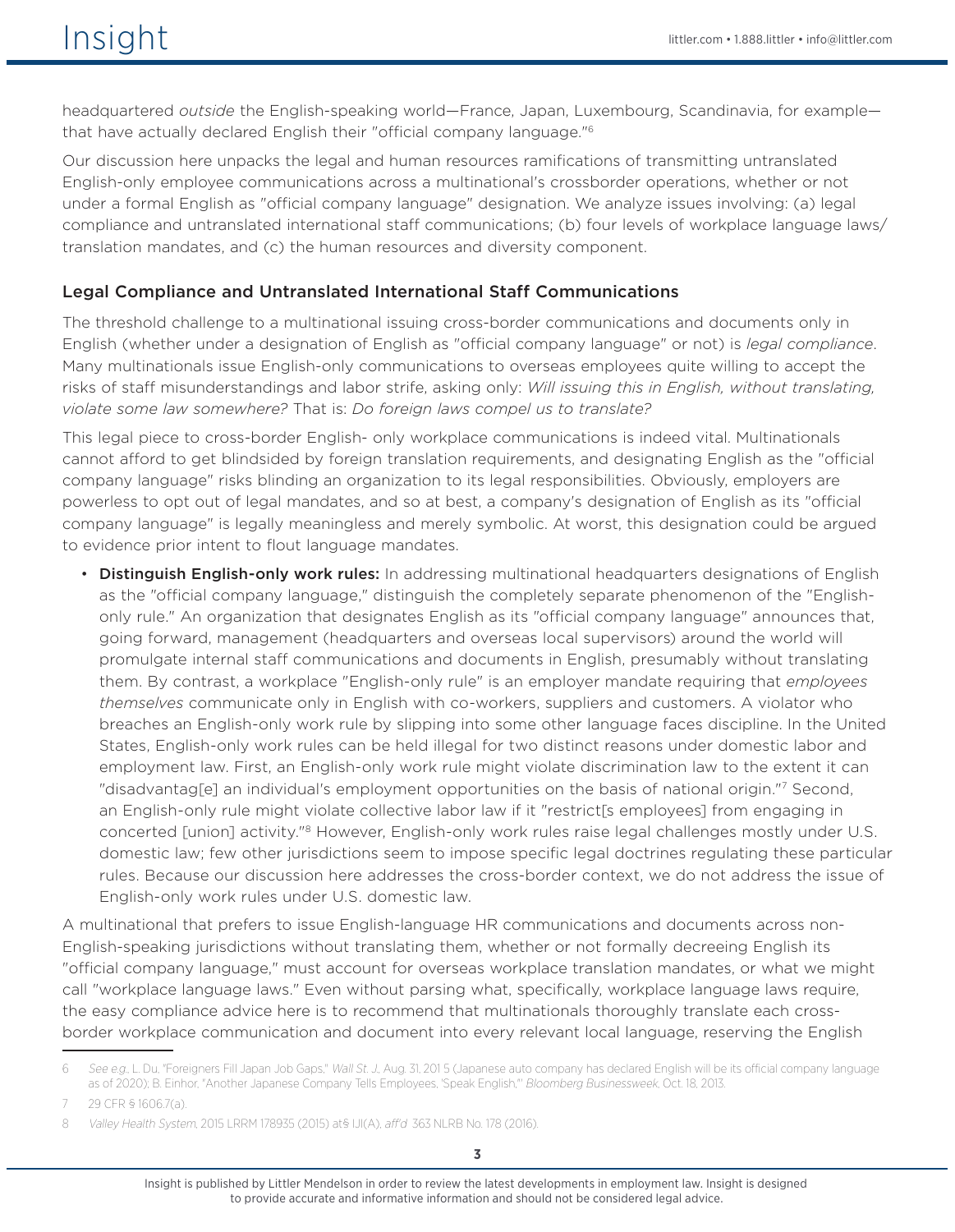headquartered *outside* the English-speaking world—France, Japan, Luxembourg, Scandinavia, for example—that have actually declared English their "official company language."[6]

Our discussion here unpacks the legal and human resources ramifications of transmitting untranslated English-only employee communications across a multinational's crossborder operations, whether or not under a formal English as "official company language" designation. We analyze issues involving: (a) legal compliance and untranslated international staff communications; (b) four levels of workplace language laws/translation mandates, and (c) the human resources and diversity component.

## Legal Compliance and Untranslated International Staff Communications

The threshold challenge to a multinational issuing cross-border communications and documents only in English (whether under a designation of English as "official company language" or not) is *legal compliance*. Many multinationals issue English-only communications to overseas employees quite willing to accept the risks of staff misunderstandings and labor strife, asking only: *Will issuing this in English, without translating, violate some law somewhere?* That is: *Do foreign laws compel us to translate?*

This legal piece to cross-border English- only workplace communications is indeed vital. Multinationals cannot afford to get blindsided by foreign translation requirements, and designating English as the "official company language" risks blinding an organization to its legal responsibilities. Obviously, employers are powerless to opt out of legal mandates, and so at best, a company's designation of English as its "official company language" is legally meaningless and merely symbolic. At worst, this designation could be argued to evidence prior intent to flout language mandates.

- **Distinguish English-only work rules:** In addressing multinational headquarters designations of English as the "official company language," distinguish the completely separate phenomenon of the "English-only rule." An organization that designates English as its "official company language" announces that, going forward, management (headquarters and overseas local supervisors) around the world will promulgate internal staff communications and documents in English, presumably without translating them. By contrast, a workplace "English-only rule" is an employer mandate requiring that *employees themselves* communicate only in English with co-workers, suppliers and customers. A violator who breaches an English-only work rule by slipping into some other language faces discipline. In the United States, English-only work rules can be held illegal for two distinct reasons under domestic labor and employment law. First, an English-only work rule might violate discrimination law to the extent it can "disadvantag[e] an individual's employment opportunities on the basis of national origin."[7] Second, an English-only rule might violate collective labor law if it "restrict[s employees] from engaging in concerted [union] activity."[8] However, English-only work rules raise legal challenges mostly under U.S. domestic law; few other jurisdictions seem to impose specific legal doctrines regulating these particular rules. Because our discussion here addresses the cross-border context, we do not address the issue of English-only work rules under U.S. domestic law.

A multinational that prefers to issue English-language HR communications and documents across non-English-speaking jurisdictions without translating them, whether or not formally decreeing English its "official company language," must account for overseas workplace translation mandates, or what we might call "workplace language laws." Even without parsing what, specifically, workplace language laws require, the easy compliance advice here is to recommend that multinationals thoroughly translate each cross-border workplace communication and document into every relevant local language, reserving the English

---

6 *See e.g.,* L. Du, "Foreigners Fill Japan Job Gaps," *Wall St. J.,* Aug. 31, 2015 (Japanese auto company has declared English will be its official company language as of 2020); B. Einhor, "Another Japanese Company Tells Employees, 'Speak English,'" *Bloomberg Businessweek*, Oct. 18, 2013.

7 29 CFR § 1606.7(a).

8 *Valley Health System*, 2015 LRRM 178935 (2015) at§ III(A), *aff'd* 363 NLRB No. 178 (2016).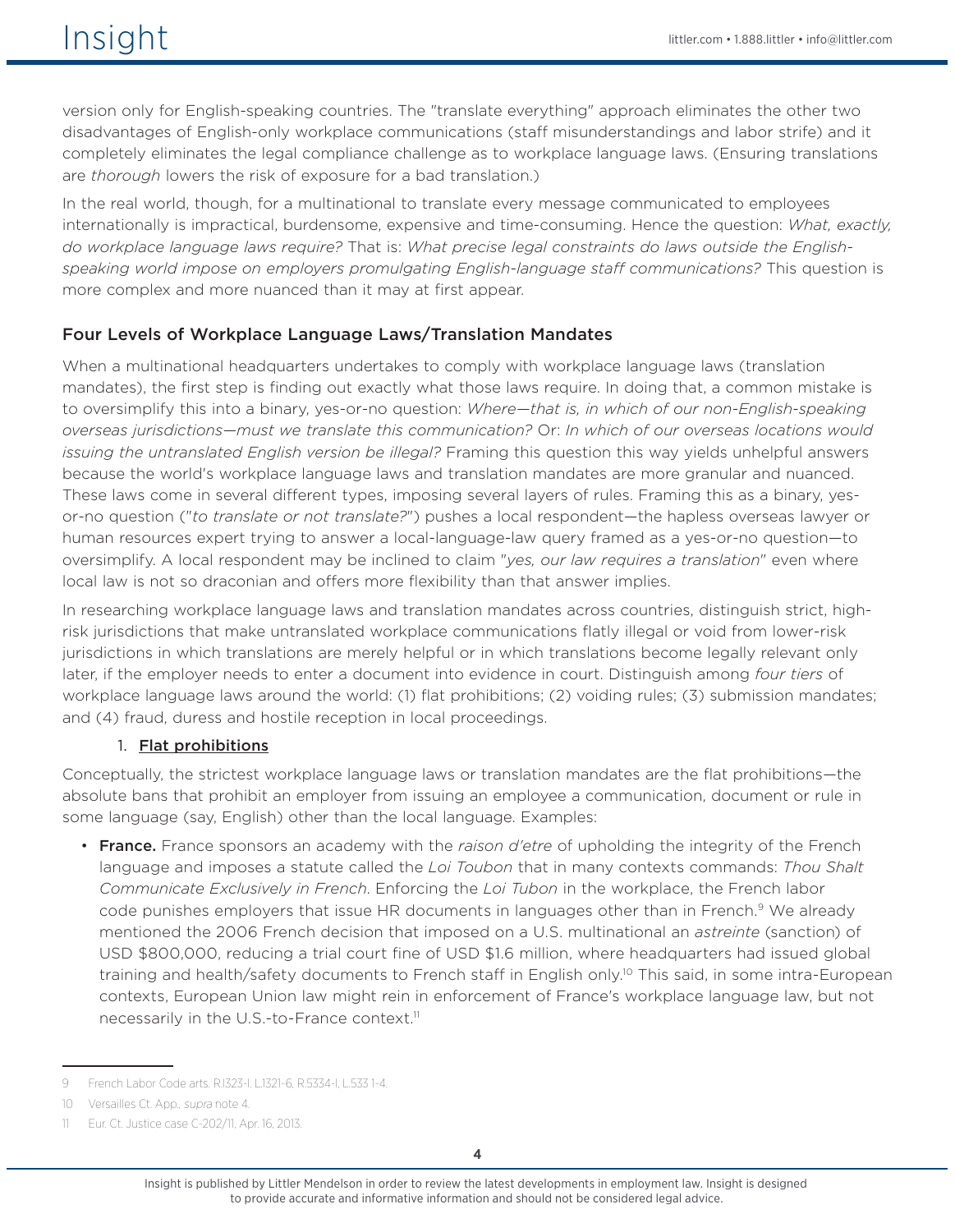version only for English-speaking countries. The "translate everything" approach eliminates the other two disadvantages of English-only workplace communications (staff misunderstandings and labor strife) and it completely eliminates the legal compliance challenge as to workplace language laws. (Ensuring translations are *thorough* lowers the risk of exposure for a bad translation.)

In the real world, though, for a multinational to translate every message communicated to employees internationally is impractical, burdensome, expensive and time-consuming. Hence the question: *What, exactly, do workplace language laws require?* That is: *What precise legal constraints do laws outside the English-speaking world impose on employers promulgating English-language staff communications?* This question is more complex and more nuanced than it may at first appear.

## Four Levels of Workplace Language Laws/Translation Mandates

When a multinational headquarters undertakes to comply with workplace language laws (translation mandates), the first step is finding out exactly what those laws require. In doing that, a common mistake is to oversimplify this into a binary, yes-or-no question: *Where—that is, in which of our non-English-speaking overseas jurisdictions—must we translate this communication?* Or: *In which of our overseas locations would issuing the untranslated English version be illegal?* Framing this question this way yields unhelpful answers because the world's workplace language laws and translation mandates are more granular and nuanced. These laws come in several different types, imposing several layers of rules. Framing this as a binary, yes-or-no question ("*to translate or not translate?*") pushes a local respondent—the hapless overseas lawyer or human resources expert trying to answer a local-language-law query framed as a yes-or-no question—to oversimplify. A local respondent may be inclined to claim "*yes, our law requires a translation*" even where local law is not so draconian and offers more flexibility than that answer implies.

In researching workplace language laws and translation mandates across countries, distinguish strict, high-risk jurisdictions that make untranslated workplace communications flatly illegal or void from lower-risk jurisdictions in which translations are merely helpful or in which translations become legally relevant only later, if the employer needs to enter a document into evidence in court. Distinguish among *four tiers* of workplace language laws around the world: (1) flat prohibitions; (2) voiding rules; (3) submission mandates; and (4) fraud, duress and hostile reception in local proceedings.

1. **Flat prohibitions**

Conceptually, the strictest workplace language laws or translation mandates are the flat prohibitions—the absolute bans that prohibit an employer from issuing an employee a communication, document or rule in some language (say, English) other than the local language. Examples:

- **France.** France sponsors an academy with the *raison d'etre* of upholding the integrity of the French language and imposes a statute called the *Loi Toubon* that in many contexts commands: *Thou Shalt Communicate Exclusively in French*. Enforcing the *Loi Tubon* in the workplace, the French labor code punishes employers that issue HR documents in languages other than in French.[9] We already mentioned the 2006 French decision that imposed on a U.S. multinational an *astreinte* (sanction) of USD $800,000, reducing a trial court fine of USD $1.6 million, where headquarters had issued global training and health/safety documents to French staff in English only.[10] This said, in some intra-European contexts, European Union law might rein in enforcement of France's workplace language law, but not necessarily in the U.S.-to-France context.[11]

---

9 French Labor Code arts. R.1323-1, L.1321-6, R.5334-1, L.533 1-4.

10 Versailles Ct. App., *supra* note 4.

11 Eur. Ct. Justice case C-202/11, Apr. 16, 2013.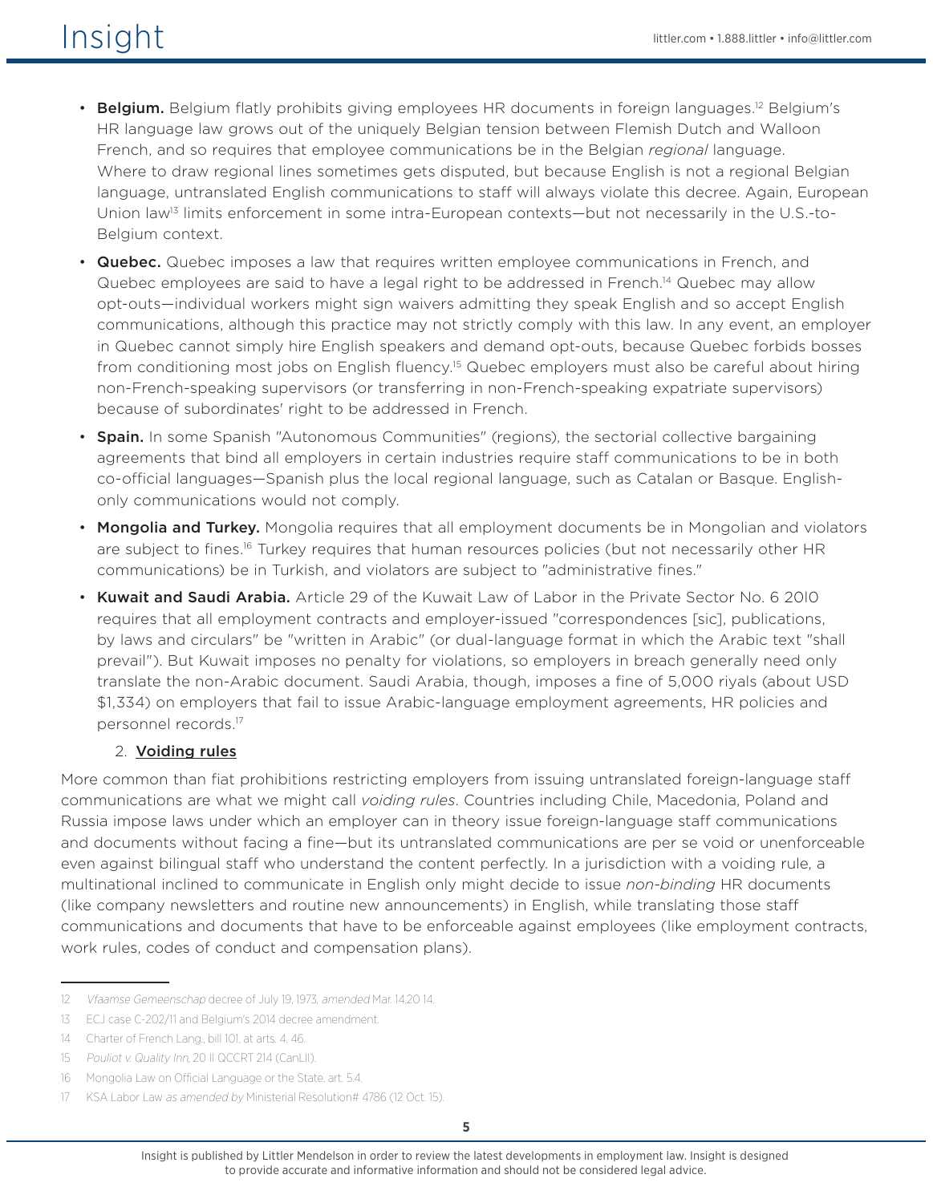- **Belgium.** Belgium flatly prohibits giving employees HR documents in foreign languages.[12] Belgium's HR language law grows out of the uniquely Belgian tension between Flemish Dutch and Walloon French, and so requires that employee communications be in the Belgian *regional* language. Where to draw regional lines sometimes gets disputed, but because English is not a regional Belgian language, untranslated English communications to staff will always violate this decree. Again, European Union law[13] limits enforcement in some intra-European contexts—but not necessarily in the U.S.-to-Belgium context.
- **Quebec.** Quebec imposes a law that requires written employee communications in French, and Quebec employees are said to have a legal right to be addressed in French.[14] Quebec may allow opt-outs—individual workers might sign waivers admitting they speak English and so accept English communications, although this practice may not strictly comply with this law. In any event, an employer in Quebec cannot simply hire English speakers and demand opt-outs, because Quebec forbids bosses from conditioning most jobs on English fluency.[15] Quebec employers must also be careful about hiring non-French-speaking supervisors (or transferring in non-French-speaking expatriate supervisors) because of subordinates' right to be addressed in French.
- **Spain.** In some Spanish "Autonomous Communities" (regions), the sectorial collective bargaining agreements that bind all employers in certain industries require staff communications to be in both co-official languages—Spanish plus the local regional language, such as Catalan or Basque. English-only communications would not comply.
- **Mongolia and Turkey.** Mongolia requires that all employment documents be in Mongolian and violators are subject to fines.[16] Turkey requires that human resources policies (but not necessarily other HR communications) be in Turkish, and violators are subject to "administrative fines."
- **Kuwait and Saudi Arabia.** Article 29 of the Kuwait Law of Labor in the Private Sector No. 6 2010 requires that all employment contracts and employer-issued "correspondences [sic], publications, by laws and circulars" be "written in Arabic" (or dual-language format in which the Arabic text "shall prevail"). But Kuwait imposes no penalty for violations, so employers in breach generally need only translate the non-Arabic document. Saudi Arabia, though, imposes a fine of 5,000 riyals (about USD $1,334) on employers that fail to issue Arabic-language employment agreements, HR policies and personnel records.[17]

### 2. Voiding rules

More common than fiat prohibitions restricting employers from issuing untranslated foreign-language staff communications are what we might call *voiding rules*. Countries including Chile, Macedonia, Poland and Russia impose laws under which an employer can in theory issue foreign-language staff communications and documents without facing a fine—but its untranslated communications are per se void or unenforceable even against bilingual staff who understand the content perfectly. In a jurisdiction with a voiding rule, a multinational inclined to communicate in English only might decide to issue *non-binding* HR documents (like company newsletters and routine new announcements) in English, while translating those staff communications and documents that have to be enforceable against employees (like employment contracts, work rules, codes of conduct and compensation plans).

---

12 *Vlaamse Gemeenschap* decree of July 19, 1973, *amended* Mar. 14,20 14.

13 ECJ case C-202/11 and Belgium's 2014 decree amendment.

14 Charter of French Lang., bill 101, at arts. 4, 46.

15 *Pouliot v. Quality Inn*, 20 II QCCRT 214 (CanLII).

16 Mongolia Law on Official Language or the State, art. 5.4.

17 KSA Labor Law *as amended by* Ministerial Resolution# 4786 (12 Oct. 15).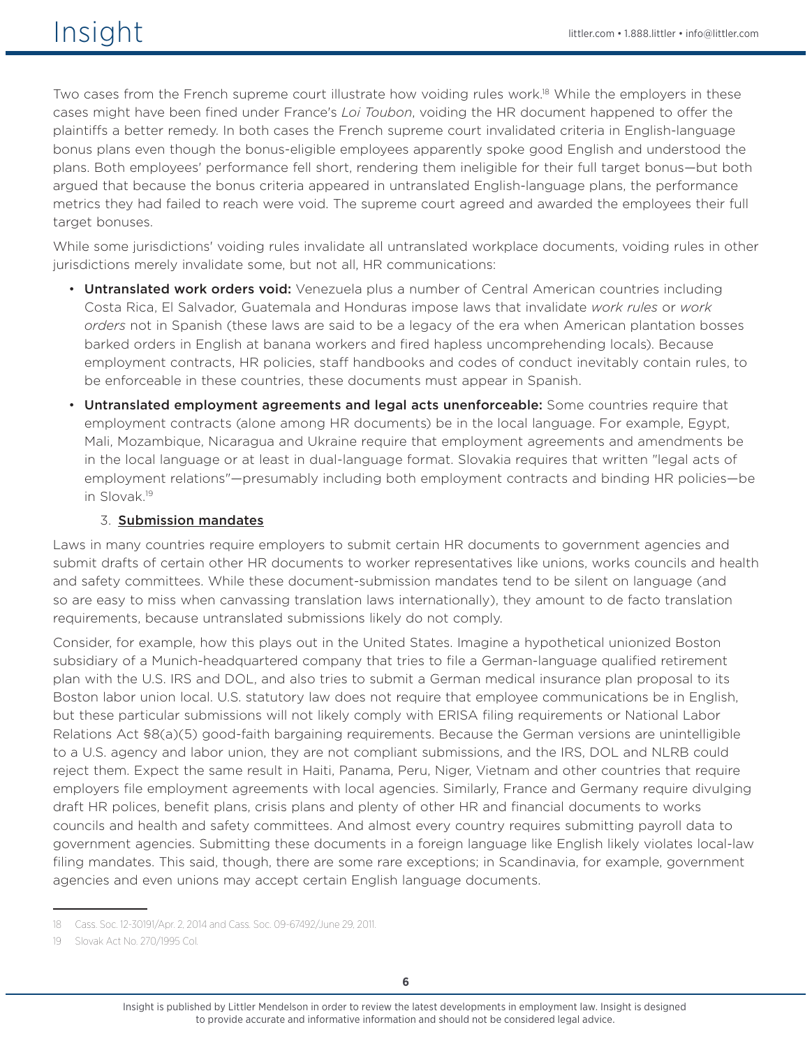Two cases from the French supreme court illustrate how voiding rules work.[18] While the employers in these cases might have been fined under France's *Loi Toubon*, voiding the HR document happened to offer the plaintiffs a better remedy. In both cases the French supreme court invalidated criteria in English-language bonus plans even though the bonus-eligible employees apparently spoke good English and understood the plans. Both employees' performance fell short, rendering them ineligible for their full target bonus—but both argued that because the bonus criteria appeared in untranslated English-language plans, the performance metrics they had failed to reach were void. The supreme court agreed and awarded the employees their full target bonuses.

While some jurisdictions' voiding rules invalidate all untranslated workplace documents, voiding rules in other jurisdictions merely invalidate some, but not all, HR communications:

- **Untranslated work orders void:** Venezuela plus a number of Central American countries including Costa Rica, El Salvador, Guatemala and Honduras impose laws that invalidate *work rules* or *work orders* not in Spanish (these laws are said to be a legacy of the era when American plantation bosses barked orders in English at banana workers and fired hapless uncomprehending locals). Because employment contracts, HR policies, staff handbooks and codes of conduct inevitably contain rules, to be enforceable in these countries, these documents must appear in Spanish.
- **Untranslated employment agreements and legal acts unenforceable:** Some countries require that employment contracts (alone among HR documents) be in the local language. For example, Egypt, Mali, Mozambique, Nicaragua and Ukraine require that employment agreements and amendments be in the local language or at least in dual-language format. Slovakia requires that written "legal acts of employment relations"—presumably including both employment contracts and binding HR policies—be in Slovak.[19]

### 3. Submission mandates

Laws in many countries require employers to submit certain HR documents to government agencies and submit drafts of certain other HR documents to worker representatives like unions, works councils and health and safety committees. While these document-submission mandates tend to be silent on language (and so are easy to miss when canvassing translation laws internationally), they amount to de facto translation requirements, because untranslated submissions likely do not comply.

Consider, for example, how this plays out in the United States. Imagine a hypothetical unionized Boston subsidiary of a Munich-headquartered company that tries to file a German-language qualified retirement plan with the U.S. IRS and DOL, and also tries to submit a German medical insurance plan proposal to its Boston labor union local. U.S. statutory law does not require that employee communications be in English, but these particular submissions will not likely comply with ERISA filing requirements or National Labor Relations Act §8(a)(5) good-faith bargaining requirements. Because the German versions are unintelligible to a U.S. agency and labor union, they are not compliant submissions, and the IRS, DOL and NLRB could reject them. Expect the same result in Haiti, Panama, Peru, Niger, Vietnam and other countries that require employers file employment agreements with local agencies. Similarly, France and Germany require divulging draft HR polices, benefit plans, crisis plans and plenty of other HR and financial documents to works councils and health and safety committees. And almost every country requires submitting payroll data to government agencies. Submitting these documents in a foreign language like English likely violates local-law filing mandates. This said, though, there are some rare exceptions; in Scandinavia, for example, government agencies and even unions may accept certain English language documents.

---

18 Cass. Soc. 12-30191/Apr. 2, 2014 and Cass. Soc. 09-67492/June 29, 2011.

19 Slovak Act No. 270/1995 Col.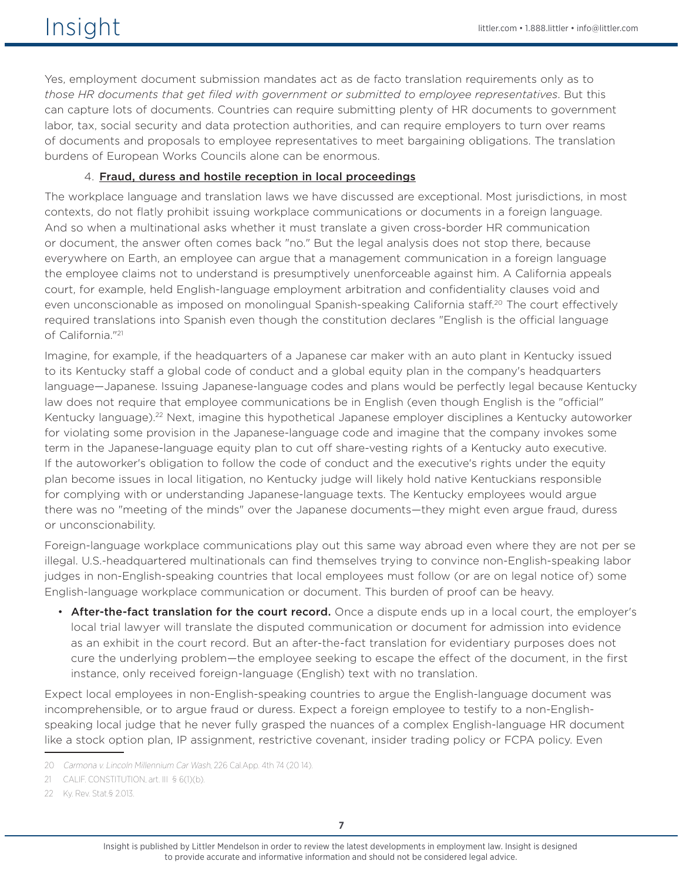Yes, employment document submission mandates act as de facto translation requirements only as to *those HR documents that get filed with government or submitted to employee representatives*. But this can capture lots of documents. Countries can require submitting plenty of HR documents to government labor, tax, social security and data protection authorities, and can require employers to turn over reams of documents and proposals to employee representatives to meet bargaining obligations. The translation burdens of European Works Councils alone can be enormous.

4. **Fraud, duress and hostile reception in local proceedings**

The workplace language and translation laws we have discussed are exceptional. Most jurisdictions, in most contexts, do not flatly prohibit issuing workplace communications or documents in a foreign language. And so when a multinational asks whether it must translate a given cross-border HR communication or document, the answer often comes back "no." But the legal analysis does not stop there, because everywhere on Earth, an employee can argue that a management communication in a foreign language the employee claims not to understand is presumptively unenforceable against him. A California appeals court, for example, held English-language employment arbitration and confidentiality clauses void and even unconscionable as imposed on monolingual Spanish-speaking California staff.[20] The court effectively required translations into Spanish even though the constitution declares "English is the official language of California."[21]

Imagine, for example, if the headquarters of a Japanese car maker with an auto plant in Kentucky issued to its Kentucky staff a global code of conduct and a global equity plan in the company's headquarters language—Japanese. Issuing Japanese-language codes and plans would be perfectly legal because Kentucky law does not require that employee communications be in English (even though English is the "official" Kentucky language).[22] Next, imagine this hypothetical Japanese employer disciplines a Kentucky autoworker for violating some provision in the Japanese-language code and imagine that the company invokes some term in the Japanese-language equity plan to cut off share-vesting rights of a Kentucky auto executive. If the autoworker's obligation to follow the code of conduct and the executive's rights under the equity plan become issues in local litigation, no Kentucky judge will likely hold native Kentuckians responsible for complying with or understanding Japanese-language texts. The Kentucky employees would argue there was no "meeting of the minds" over the Japanese documents—they might even argue fraud, duress or unconscionability.

Foreign-language workplace communications play out this same way abroad even where they are not per se illegal. U.S.-headquartered multinationals can find themselves trying to convince non-English-speaking labor judges in non-English-speaking countries that local employees must follow (or are on legal notice of) some English-language workplace communication or document. This burden of proof can be heavy.

- **After-the-fact translation for the court record.** Once a dispute ends up in a local court, the employer's local trial lawyer will translate the disputed communication or document for admission into evidence as an exhibit in the court record. But an after-the-fact translation for evidentiary purposes does not cure the underlying problem—the employee seeking to escape the effect of the document, in the first instance, only received foreign-language (English) text with no translation.

Expect local employees in non-English-speaking countries to argue the English-language document was incomprehensible, or to argue fraud or duress. Expect a foreign employee to testify to a non-English-speaking local judge that he never fully grasped the nuances of a complex English-language HR document like a stock option plan, IP assignment, restrictive covenant, insider trading policy or FCPA policy. Even

---

20 *Carmona v. Lincoln Millennium Car Wash*, 226 Cal.App. 4th 74 (2014).

21 CALIF. CONSTITUTION, art. III § 6(1)(b).

22 Ky. Rev. Stat.§ 2.013.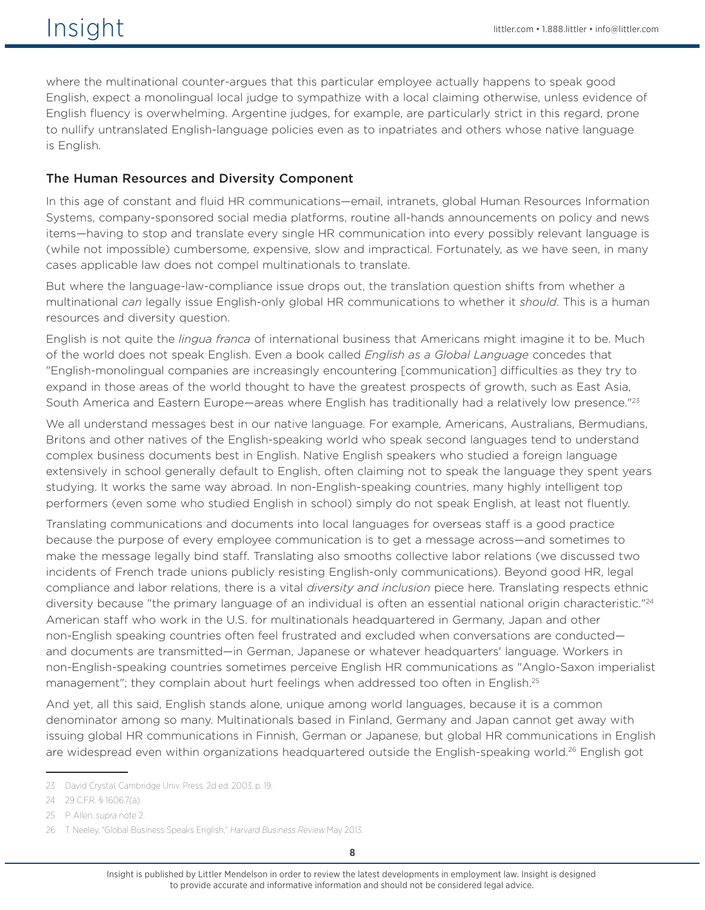where the multinational counter-argues that this particular employee actually happens to speak good English, expect a monolingual local judge to sympathize with a local claiming otherwise, unless evidence of English fluency is overwhelming. Argentine judges, for example, are particularly strict in this regard, prone to nullify untranslated English-language policies even as to inpatriates and others whose native language is English.

### The Human Resources and Diversity Component

In this age of constant and fluid HR communications—email, intranets, global Human Resources Information Systems, company-sponsored social media platforms, routine all-hands announcements on policy and news items—having to stop and translate every single HR communication into every possibly relevant language is (while not impossible) cumbersome, expensive, slow and impractical. Fortunately, as we have seen, in many cases applicable law does not compel multinationals to translate.

But where the language-law-compliance issue drops out, the translation question shifts from whether a multinational *can* legally issue English-only global HR communications to whether it *should*. This is a human resources and diversity question.

English is not quite the *lingua franca* of international business that Americans might imagine it to be. Much of the world does not speak English. Even a book called *English as a Global Language* concedes that "English-monolingual companies are increasingly encountering [communication] difficulties as they try to expand in those areas of the world thought to have the greatest prospects of growth, such as East Asia, South America and Eastern Europe—areas where English has traditionally had a relatively low presence."[23]

We all understand messages best in our native language. For example, Americans, Australians, Bermudians, Britons and other natives of the English-speaking world who speak second languages tend to understand complex business documents best in English. Native English speakers who studied a foreign language extensively in school generally default to English, often claiming not to speak the language they spent years studying. It works the same way abroad. In non-English-speaking countries, many highly intelligent top performers (even some who studied English in school) simply do not speak English, at least not fluently.

Translating communications and documents into local languages for overseas staff is a good practice because the purpose of every employee communication is to get a message across—and sometimes to make the message legally bind staff. Translating also smooths collective labor relations (we discussed two incidents of French trade unions publicly resisting English-only communications). Beyond good HR, legal compliance and labor relations, there is a vital *diversity and inclusion* piece here. Translating respects ethnic diversity because "the primary language of an individual is often an essential national origin characteristic."[24] American staff who work in the U.S. for multinationals headquartered in Germany, Japan and other non-English speaking countries often feel frustrated and excluded when conversations are conducted—and documents are transmitted—in German, Japanese or whatever headquarters' language. Workers in non-English-speaking countries sometimes perceive English HR communications as "Anglo-Saxon imperialist management"; they complain about hurt feelings when addressed too often in English.[25]

And yet, all this said, English stands alone, unique among world languages, because it is a common denominator among so many. Multinationals based in Finland, Germany and Japan cannot get away with issuing global HR communications in Finnish, German or Japanese, but global HR communications in English are widespread even within organizations headquartered outside the English-speaking world.[26] English got

---

23 David Crystal, Cambridge Univ. Press, 2d ed. 2003, p. 19.

24 29 C.F.R. § 1606.7(a).

25 P. Allen, *supra* note 2.

26 T. Neeley, "Global Business Speaks English," *Harvard Business Review* May 2013.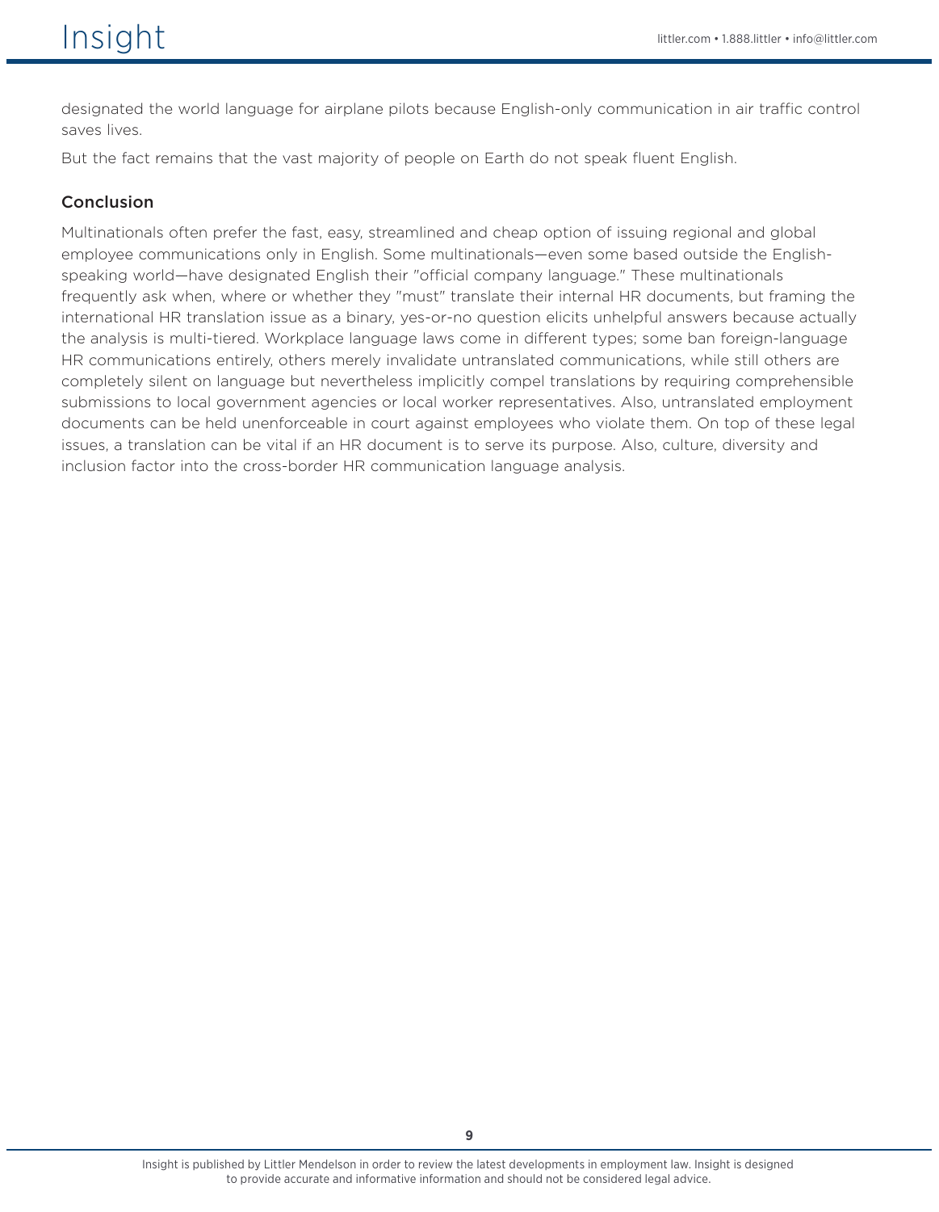designated the world language for airplane pilots because English-only communication in air traffic control saves lives.

But the fact remains that the vast majority of people on Earth do not speak fluent English.

## Conclusion

Multinationals often prefer the fast, easy, streamlined and cheap option of issuing regional and global employee communications only in English. Some multinationals—even some based outside the English-speaking world—have designated English their "official company language." These multinationals frequently ask when, where or whether they "must" translate their internal HR documents, but framing the international HR translation issue as a binary, yes-or-no question elicits unhelpful answers because actually the analysis is multi-tiered. Workplace language laws come in different types; some ban foreign-language HR communications entirely, others merely invalidate untranslated communications, while still others are completely silent on language but nevertheless implicitly compel translations by requiring comprehensible submissions to local government agencies or local worker representatives. Also, untranslated employment documents can be held unenforceable in court against employees who violate them. On top of these legal issues, a translation can be vital if an HR document is to serve its purpose. Also, culture, diversity and inclusion factor into the cross-border HR communication language analysis.